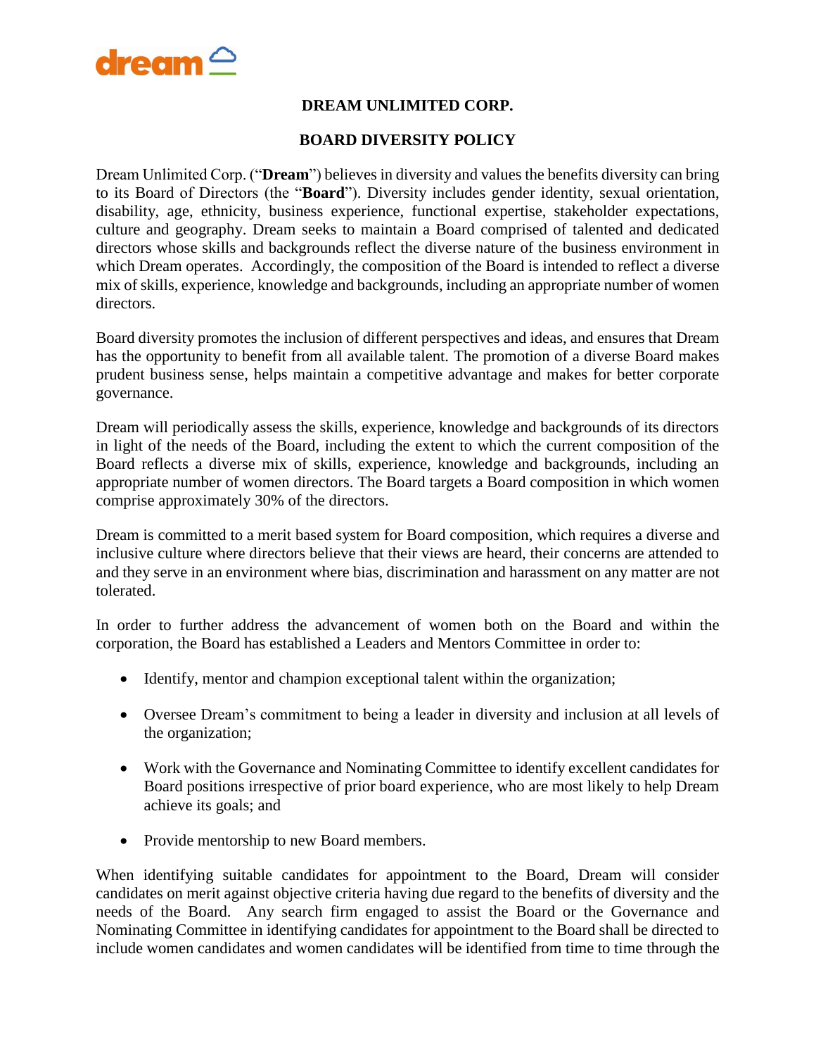# DREAM UNLIMITED CORP.

## BOARD DIVERSITY POLICY

Dream Unlimited Corp. ("**Dream**") believes in diversity and values the benefits diversity can bring to its Board of Directors (the "**Board**"). Diversity includes gender identity, sexual orientation, disability, age, ethnicity, business experience, functional expertise, stakeholder expectations, culture and geography. Dream seeks to maintain a Board comprised of talented and dedicated directors whose skills and backgrounds reflect the diverse nature of the business environment in which Dream operates. Accordingly, the composition of the Board is intended to reflect a diverse mix of skills, experience, knowledge and backgrounds, including an appropriate number of women directors.

Board diversity promotes the inclusion of different perspectives and ideas, and ensures that Dream has the opportunity to benefit from all available talent. The promotion of a diverse Board makes prudent business sense, helps maintain a competitive advantage and makes for better corporate governance.

Dream will periodically assess the skills, experience, knowledge and backgrounds of its directors in light of the needs of the Board, including the extent to which the current composition of the Board reflects a diverse mix of skills, experience, knowledge and backgrounds, including an appropriate number of women directors. The Board targets a Board composition in which women comprise approximately 30% of the directors.

Dream is committed to a merit based system for Board composition, which requires a diverse and inclusive culture where directors believe that their views are heard, their concerns are attended to and they serve in an environment where bias, discrimination and harassment on any matter are not tolerated.

In order to further address the advancement of women both on the Board and within the corporation, the Board has established a Leaders and Mentors Committee in order to:

- Identify, mentor and champion exceptional talent within the organization;
- Oversee Dream's commitment to being a leader in diversity and inclusion at all levels of the organization;
- Work with the Governance and Nominating Committee to identify excellent candidates for Board positions irrespective of prior board experience, who are most likely to help Dream achieve its goals; and
- Provide mentorship to new Board members.

When identifying suitable candidates for appointment to the Board, Dream will consider candidates on merit against objective criteria having due regard to the benefits of diversity and the needs of the Board. Any search firm engaged to assist the Board or the Governance and Nominating Committee in identifying candidates for appointment to the Board shall be directed to include women candidates and women candidates will be identified from time to time through the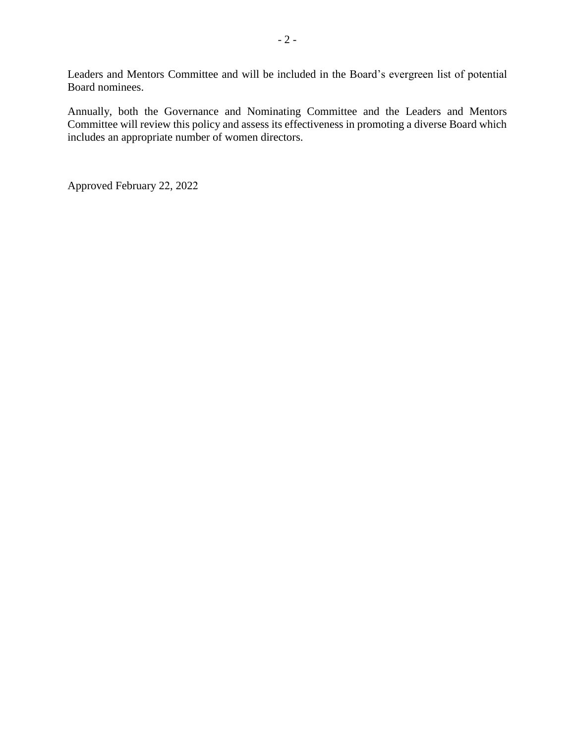Leaders and Mentors Committee and will be included in the Board's evergreen list of potential Board nominees.

Annually, both the Governance and Nominating Committee and the Leaders and Mentors Committee will review this policy and assess its effectiveness in promoting a diverse Board which includes an appropriate number of women directors.

Approved February 22, 2022